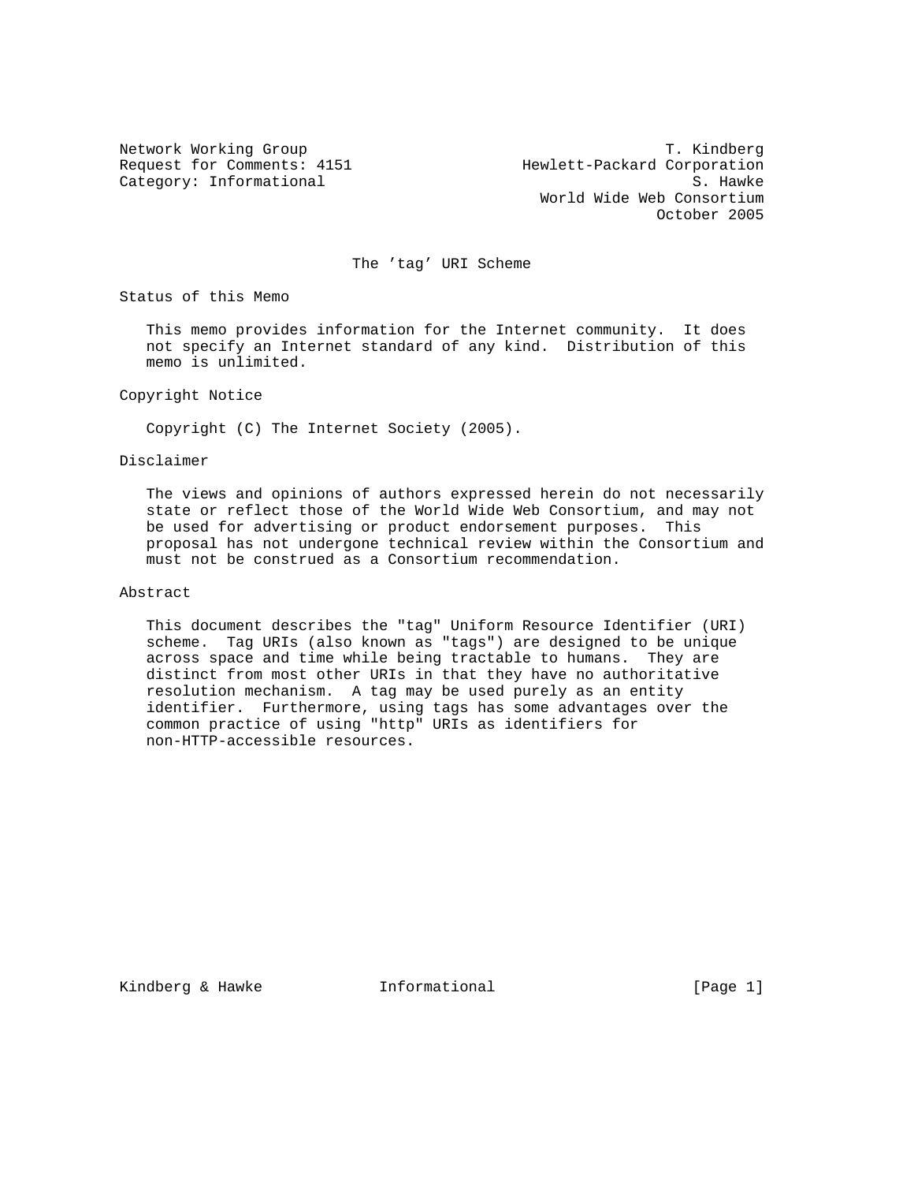Network Working Group T. Kindberg
Request for Comments: 4151 Hewlett-Packard Corporation
Category: Informational S. Hawke
World Wide Web Consortium
October 2005

# The 'tag' URI Scheme

## Status of this Memo

This memo provides information for the Internet community. It does not specify an Internet standard of any kind. Distribution of this memo is unlimited.

## Copyright Notice

Copyright (C) The Internet Society (2005).

## Disclaimer

The views and opinions of authors expressed herein do not necessarily state or reflect those of the World Wide Web Consortium, and may not be used for advertising or product endorsement purposes. This proposal has not undergone technical review within the Consortium and must not be construed as a Consortium recommendation.

## Abstract

This document describes the "tag" Uniform Resource Identifier (URI) scheme. Tag URIs (also known as "tags") are designed to be unique across space and time while being tractable to humans. They are distinct from most other URIs in that they have no authoritative resolution mechanism. A tag may be used purely as an entity identifier. Furthermore, using tags has some advantages over the common practice of using "http" URIs as identifiers for non-HTTP-accessible resources.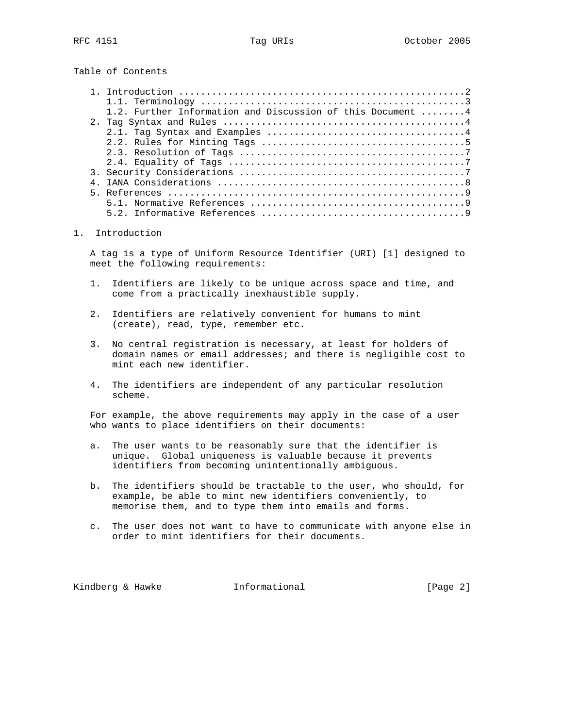Table of Contents

1. Introduction ....................................................2
   1.1. Terminology ...............................................3
   1.2. Further Information and Discussion of this Document ........4
2. Tag Syntax and Rules ...........................................4
   2.1. Tag Syntax and Examples ...................................4
   2.2. Rules for Minting Tags ....................................5
   2.3. Resolution of Tags ........................................7
   2.4. Equality of Tags ..........................................7
3. Security Considerations ........................................7
4. IANA Considerations ............................................8
5. References .....................................................9
   5.1. Normative References ......................................9
   5.2. Informative References ....................................9

# 1. Introduction

A tag is a type of Uniform Resource Identifier (URI) [1] designed to meet the following requirements:

1. Identifiers are likely to be unique across space and time, and come from a practically inexhaustible supply.

2. Identifiers are relatively convenient for humans to mint (create), read, type, remember etc.

3. No central registration is necessary, at least for holders of domain names or email addresses; and there is negligible cost to mint each new identifier.

4. The identifiers are independent of any particular resolution scheme.

For example, the above requirements may apply in the case of a user who wants to place identifiers on their documents:

a. The user wants to be reasonably sure that the identifier is unique. Global uniqueness is valuable because it prevents identifiers from becoming unintentionally ambiguous.

b. The identifiers should be tractable to the user, who should, for example, be able to mint new identifiers conveniently, to memorise them, and to type them into emails and forms.

c. The user does not want to have to communicate with anyone else in order to mint identifiers for their documents.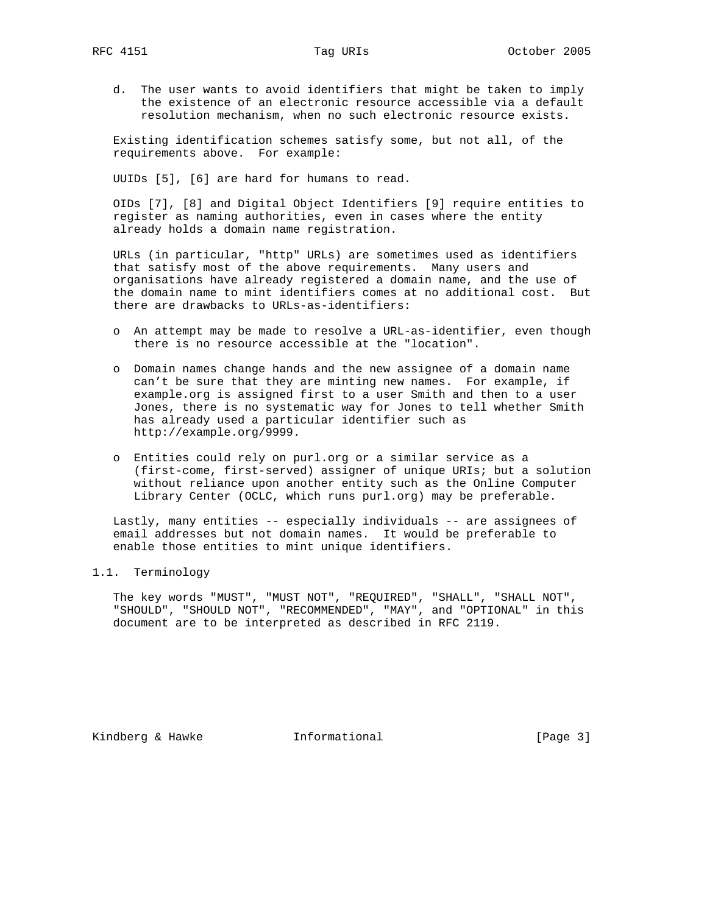d. The user wants to avoid identifiers that might be taken to imply the existence of an electronic resource accessible via a default resolution mechanism, when no such electronic resource exists.

Existing identification schemes satisfy some, but not all, of the requirements above. For example:

UUIDs [5], [6] are hard for humans to read.

OIDs [7], [8] and Digital Object Identifiers [9] require entities to register as naming authorities, even in cases where the entity already holds a domain name registration.

URLs (in particular, "http" URLs) are sometimes used as identifiers that satisfy most of the above requirements. Many users and organisations have already registered a domain name, and the use of the domain name to mint identifiers comes at no additional cost. But there are drawbacks to URLs-as-identifiers:

- An attempt may be made to resolve a URL-as-identifier, even though there is no resource accessible at the "location".

- Domain names change hands and the new assignee of a domain name can't be sure that they are minting new names. For example, if example.org is assigned first to a user Smith and then to a user Jones, there is no systematic way for Jones to tell whether Smith has already used a particular identifier such as http://example.org/9999.

- Entities could rely on purl.org or a similar service as a (first-come, first-served) assigner of unique URIs; but a solution without reliance upon another entity such as the Online Computer Library Center (OCLC, which runs purl.org) may be preferable.

Lastly, many entities -- especially individuals -- are assignees of email addresses but not domain names. It would be preferable to enable those entities to mint unique identifiers.

## 1.1. Terminology

The key words "MUST", "MUST NOT", "REQUIRED", "SHALL", "SHALL NOT", "SHOULD", "SHOULD NOT", "RECOMMENDED", "MAY", and "OPTIONAL" in this document are to be interpreted as described in RFC 2119.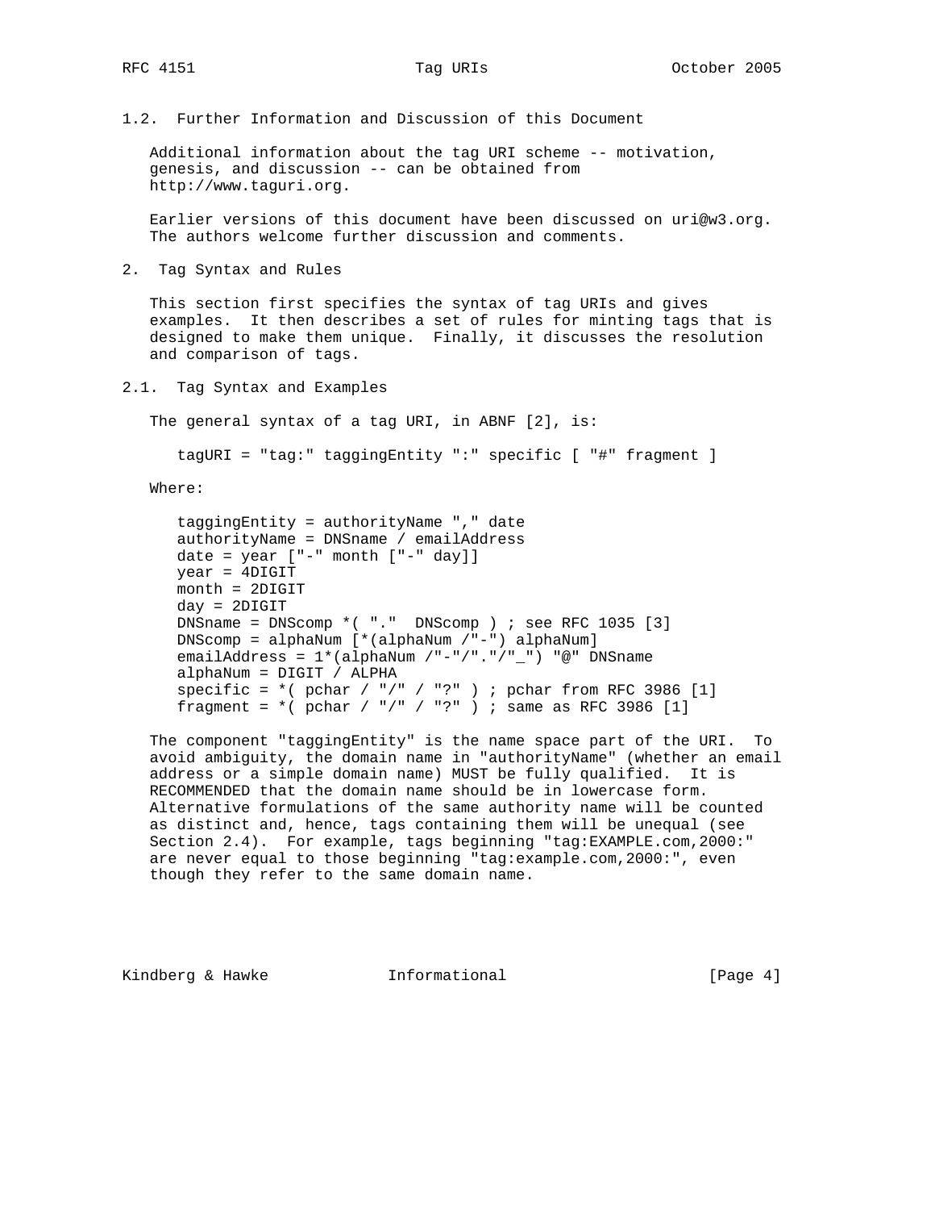### 1.2. Further Information and Discussion of this Document

Additional information about the tag URI scheme -- motivation, genesis, and discussion -- can be obtained from http://www.taguri.org.

Earlier versions of this document have been discussed on uri@w3.org. The authors welcome further discussion and comments.

## 2. Tag Syntax and Rules

This section first specifies the syntax of tag URIs and gives examples. It then describes a set of rules for minting tags that is designed to make them unique. Finally, it discusses the resolution and comparison of tags.

### 2.1. Tag Syntax and Examples

The general syntax of a tag URI, in ABNF [2], is:

```
tagURI = "tag:" taggingEntity ":" specific [ "#" fragment ]
```

Where:

```
taggingEntity = authorityName "," date
authorityName = DNSname / emailAddress
date = year ["-" month ["-" day]]
year = 4DIGIT
month = 2DIGIT
day = 2DIGIT
DNSname = DNScomp *( "."  DNScomp ) ; see RFC 1035 [3]
DNScomp = alphaNum [*(alphaNum /"-") alphaNum]
emailAddress = 1*(alphaNum /"-"/"."/"_") "@" DNSname
alphaNum = DIGIT / ALPHA
specific = *( pchar / "/" / "?" ) ; pchar from RFC 3986 [1]
fragment = *( pchar / "/" / "?" ) ; same as RFC 3986 [1]
```

The component "taggingEntity" is the name space part of the URI. To avoid ambiguity, the domain name in "authorityName" (whether an email address or a simple domain name) MUST be fully qualified. It is RECOMMENDED that the domain name should be in lowercase form. Alternative formulations of the same authority name will be counted as distinct and, hence, tags containing them will be unequal (see Section 2.4). For example, tags beginning "tag:EXAMPLE.com,2000:" are never equal to those beginning "tag:example.com,2000:", even though they refer to the same domain name.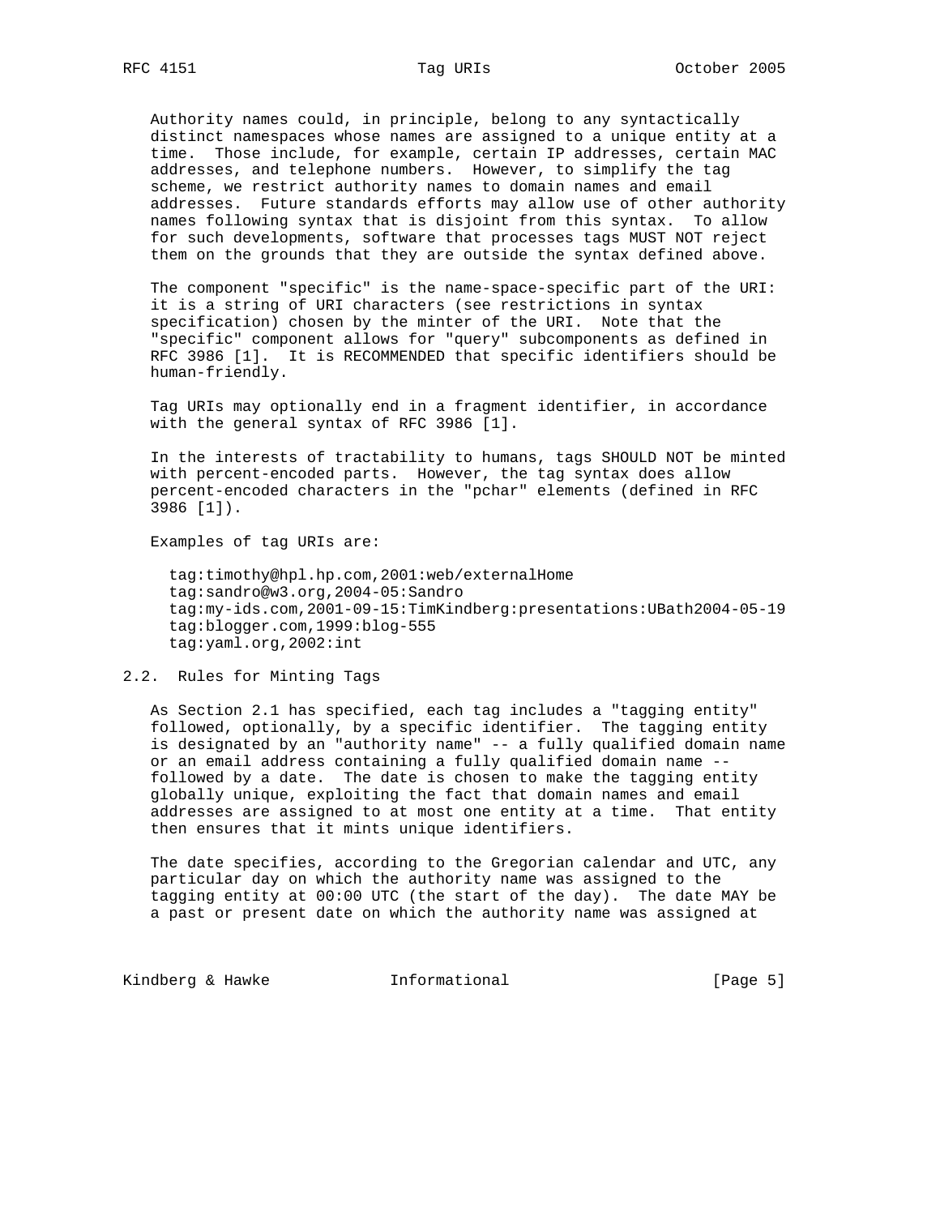Authority names could, in principle, belong to any syntactically distinct namespaces whose names are assigned to a unique entity at a time. Those include, for example, certain IP addresses, certain MAC addresses, and telephone numbers. However, to simplify the tag scheme, we restrict authority names to domain names and email addresses. Future standards efforts may allow use of other authority names following syntax that is disjoint from this syntax. To allow for such developments, software that processes tags MUST NOT reject them on the grounds that they are outside the syntax defined above.

The component "specific" is the name-space-specific part of the URI: it is a string of URI characters (see restrictions in syntax specification) chosen by the minter of the URI. Note that the "specific" component allows for "query" subcomponents as defined in RFC 3986 [1]. It is RECOMMENDED that specific identifiers should be human-friendly.

Tag URIs may optionally end in a fragment identifier, in accordance with the general syntax of RFC 3986 [1].

In the interests of tractability to humans, tags SHOULD NOT be minted with percent-encoded parts. However, the tag syntax does allow percent-encoded characters in the "pchar" elements (defined in RFC 3986 [1]).

Examples of tag URIs are:

```
tag:timothy@hpl.hp.com,2001:web/externalHome
tag:sandro@w3.org,2004-05:Sandro
tag:my-ids.com,2001-09-15:TimKindberg:presentations:UBath2004-05-19
tag:blogger.com,1999:blog-555
tag:yaml.org,2002:int
```

## 2.2. Rules for Minting Tags

As Section 2.1 has specified, each tag includes a "tagging entity" followed, optionally, by a specific identifier. The tagging entity is designated by an "authority name" -- a fully qualified domain name or an email address containing a fully qualified domain name -- followed by a date. The date is chosen to make the tagging entity globally unique, exploiting the fact that domain names and email addresses are assigned to at most one entity at a time. That entity then ensures that it mints unique identifiers.

The date specifies, according to the Gregorian calendar and UTC, any particular day on which the authority name was assigned to the tagging entity at 00:00 UTC (the start of the day). The date MAY be a past or present date on which the authority name was assigned at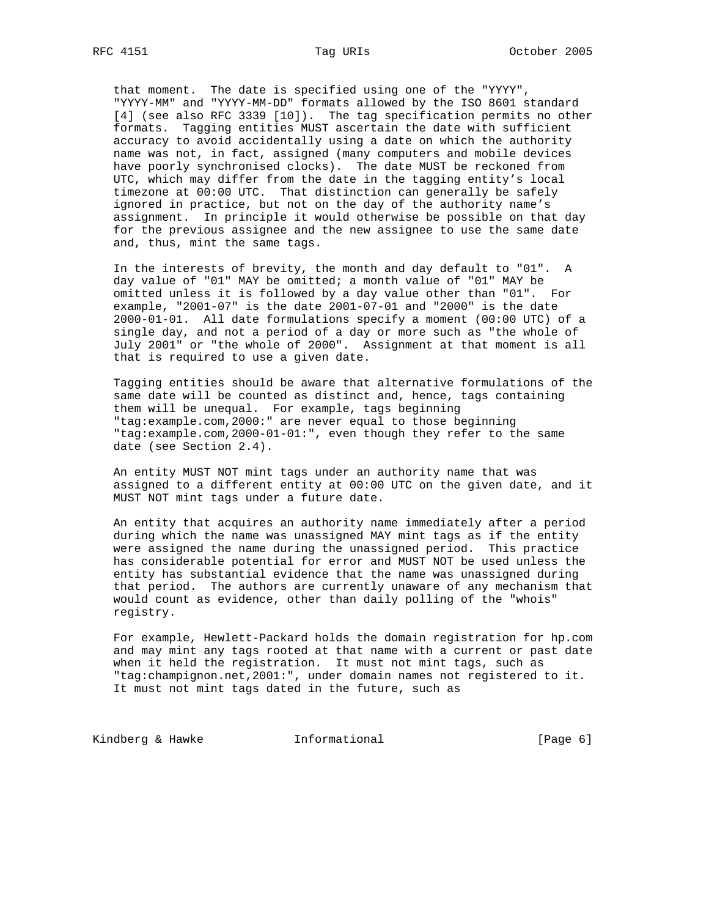that moment. The date is specified using one of the "YYYY", "YYYY-MM" and "YYYY-MM-DD" formats allowed by the ISO 8601 standard [4] (see also RFC 3339 [10]). The tag specification permits no other formats. Tagging entities MUST ascertain the date with sufficient accuracy to avoid accidentally using a date on which the authority name was not, in fact, assigned (many computers and mobile devices have poorly synchronised clocks). The date MUST be reckoned from UTC, which may differ from the date in the tagging entity's local timezone at 00:00 UTC. That distinction can generally be safely ignored in practice, but not on the day of the authority name's assignment. In principle it would otherwise be possible on that day for the previous assignee and the new assignee to use the same date and, thus, mint the same tags.

In the interests of brevity, the month and day default to "01". A day value of "01" MAY be omitted; a month value of "01" MAY be omitted unless it is followed by a day value other than "01". For example, "2001-07" is the date 2001-07-01 and "2000" is the date 2000-01-01. All date formulations specify a moment (00:00 UTC) of a single day, and not a period of a day or more such as "the whole of July 2001" or "the whole of 2000". Assignment at that moment is all that is required to use a given date.

Tagging entities should be aware that alternative formulations of the same date will be counted as distinct and, hence, tags containing them will be unequal. For example, tags beginning "tag:example.com,2000:" are never equal to those beginning "tag:example.com,2000-01-01:", even though they refer to the same date (see Section 2.4).

An entity MUST NOT mint tags under an authority name that was assigned to a different entity at 00:00 UTC on the given date, and it MUST NOT mint tags under a future date.

An entity that acquires an authority name immediately after a period during which the name was unassigned MAY mint tags as if the entity were assigned the name during the unassigned period. This practice has considerable potential for error and MUST NOT be used unless the entity has substantial evidence that the name was unassigned during that period. The authors are currently unaware of any mechanism that would count as evidence, other than daily polling of the "whois" registry.

For example, Hewlett-Packard holds the domain registration for hp.com and may mint any tags rooted at that name with a current or past date when it held the registration. It must not mint tags, such as "tag:champignon.net,2001:", under domain names not registered to it. It must not mint tags dated in the future, such as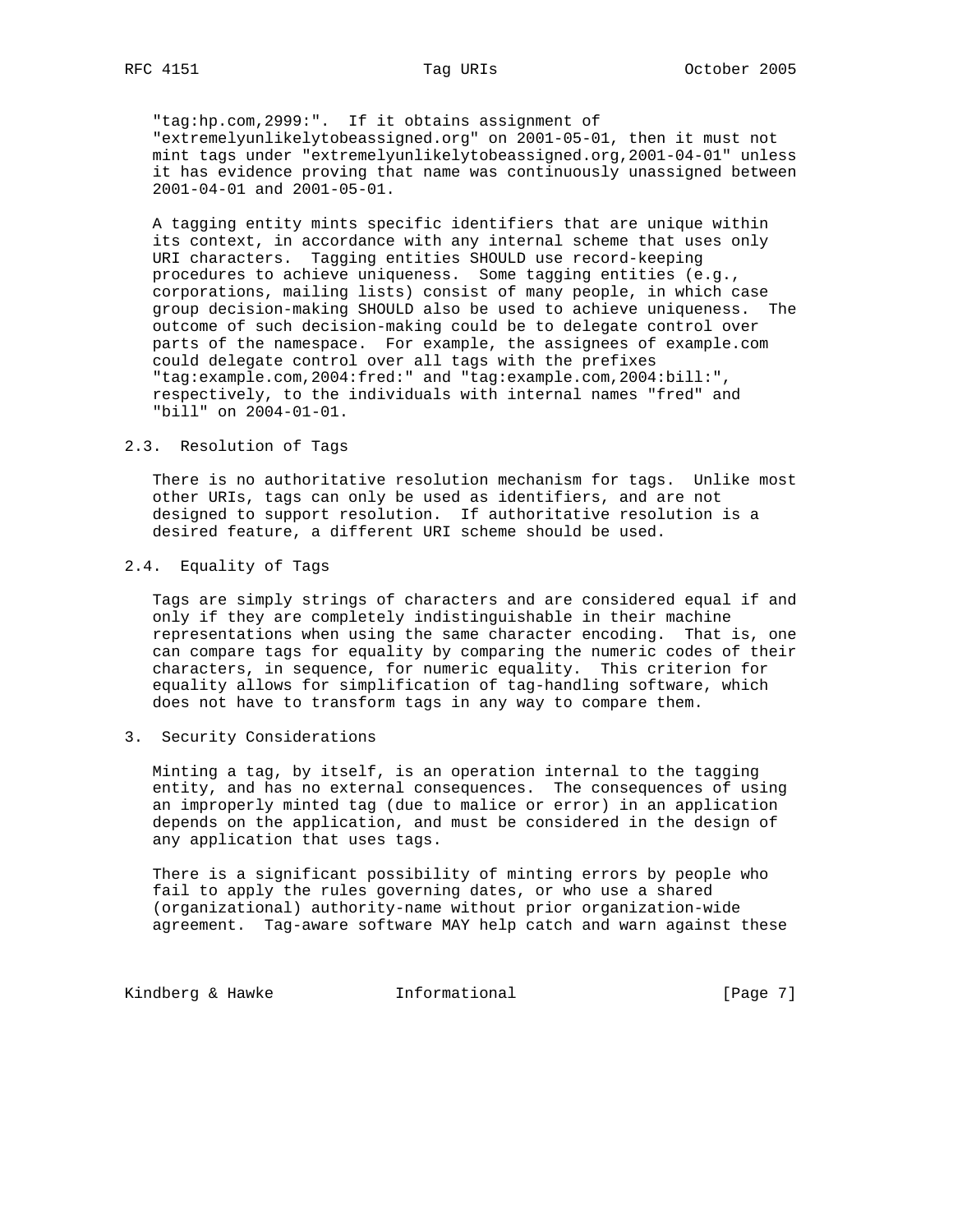"tag:hp.com,2999:". If it obtains assignment of "extremelyunlikelytobeassigned.org" on 2001-05-01, then it must not mint tags under "extremelyunlikelytobeassigned.org,2001-04-01" unless it has evidence proving that name was continuously unassigned between 2001-04-01 and 2001-05-01.

A tagging entity mints specific identifiers that are unique within its context, in accordance with any internal scheme that uses only URI characters. Tagging entities SHOULD use record-keeping procedures to achieve uniqueness. Some tagging entities (e.g., corporations, mailing lists) consist of many people, in which case group decision-making SHOULD also be used to achieve uniqueness. The outcome of such decision-making could be to delegate control over parts of the namespace. For example, the assignees of example.com could delegate control over all tags with the prefixes "tag:example.com,2004:fred:" and "tag:example.com,2004:bill:", respectively, to the individuals with internal names "fred" and "bill" on 2004-01-01.

### 2.3. Resolution of Tags

There is no authoritative resolution mechanism for tags. Unlike most other URIs, tags can only be used as identifiers, and are not designed to support resolution. If authoritative resolution is a desired feature, a different URI scheme should be used.

### 2.4. Equality of Tags

Tags are simply strings of characters and are considered equal if and only if they are completely indistinguishable in their machine representations when using the same character encoding. That is, one can compare tags for equality by comparing the numeric codes of their characters, in sequence, for numeric equality. This criterion for equality allows for simplification of tag-handling software, which does not have to transform tags in any way to compare them.

## 3. Security Considerations

Minting a tag, by itself, is an operation internal to the tagging entity, and has no external consequences. The consequences of using an improperly minted tag (due to malice or error) in an application depends on the application, and must be considered in the design of any application that uses tags.

There is a significant possibility of minting errors by people who fail to apply the rules governing dates, or who use a shared (organizational) authority-name without prior organization-wide agreement. Tag-aware software MAY help catch and warn against these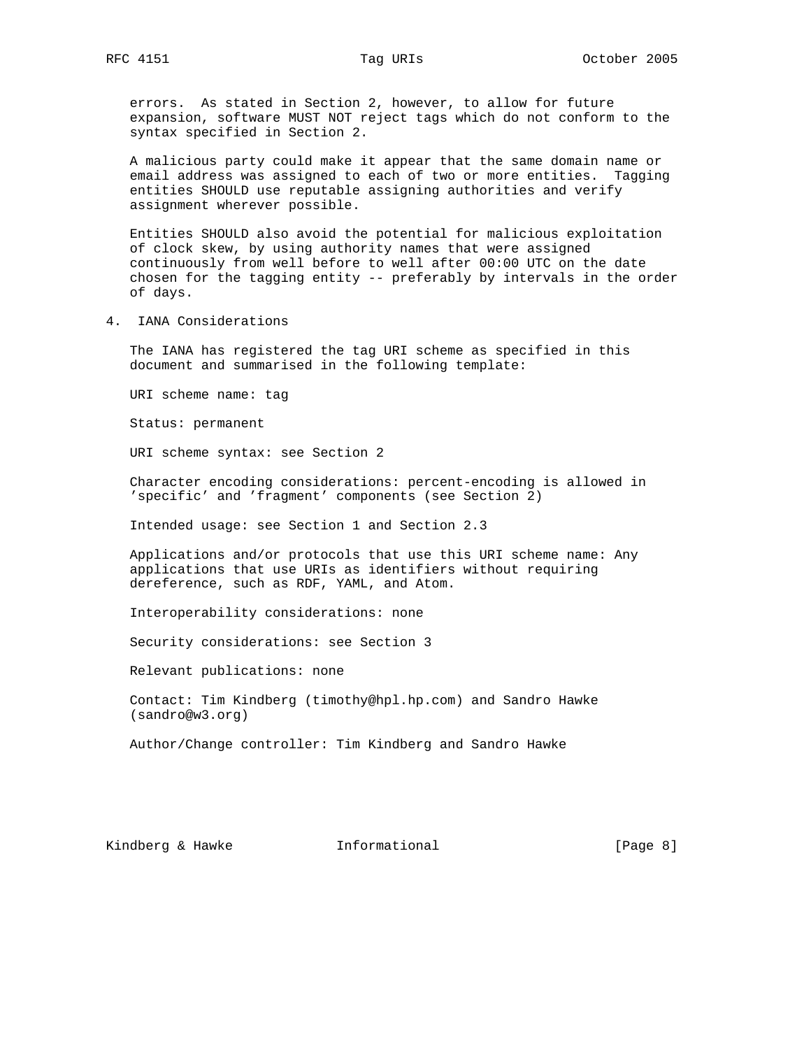errors. As stated in Section 2, however, to allow for future expansion, software MUST NOT reject tags which do not conform to the syntax specified in Section 2.

A malicious party could make it appear that the same domain name or email address was assigned to each of two or more entities. Tagging entities SHOULD use reputable assigning authorities and verify assignment wherever possible.

Entities SHOULD also avoid the potential for malicious exploitation of clock skew, by using authority names that were assigned continuously from well before to well after 00:00 UTC on the date chosen for the tagging entity -- preferably by intervals in the order of days.

## 4. IANA Considerations

The IANA has registered the tag URI scheme as specified in this document and summarised in the following template:

URI scheme name: tag

Status: permanent

URI scheme syntax: see Section 2

Character encoding considerations: percent-encoding is allowed in 'specific' and 'fragment' components (see Section 2)

Intended usage: see Section 1 and Section 2.3

Applications and/or protocols that use this URI scheme name: Any applications that use URIs as identifiers without requiring dereference, such as RDF, YAML, and Atom.

Interoperability considerations: none

Security considerations: see Section 3

Relevant publications: none

Contact: Tim Kindberg (timothy@hpl.hp.com) and Sandro Hawke (sandro@w3.org)

Author/Change controller: Tim Kindberg and Sandro Hawke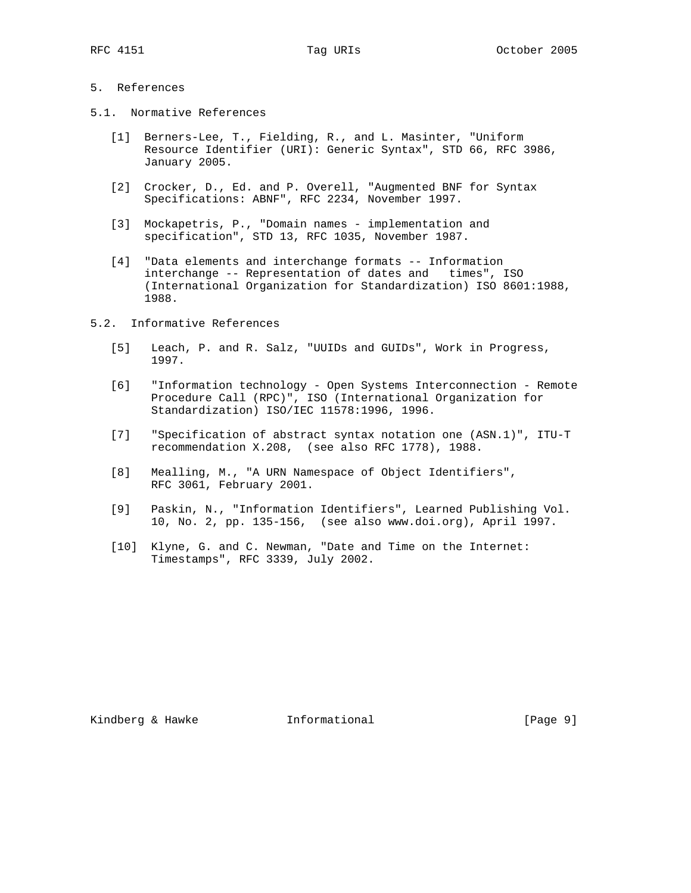## 5. References

### 5.1. Normative References

[1] Berners-Lee, T., Fielding, R., and L. Masinter, "Uniform Resource Identifier (URI): Generic Syntax", STD 66, RFC 3986, January 2005.

[2] Crocker, D., Ed. and P. Overell, "Augmented BNF for Syntax Specifications: ABNF", RFC 2234, November 1997.

[3] Mockapetris, P., "Domain names - implementation and specification", STD 13, RFC 1035, November 1987.

[4] "Data elements and interchange formats -- Information interchange -- Representation of dates and times", ISO (International Organization for Standardization) ISO 8601:1988, 1988.

### 5.2. Informative References

[5] Leach, P. and R. Salz, "UUIDs and GUIDs", Work in Progress, 1997.

[6] "Information technology - Open Systems Interconnection - Remote Procedure Call (RPC)", ISO (International Organization for Standardization) ISO/IEC 11578:1996, 1996.

[7] "Specification of abstract syntax notation one (ASN.1)", ITU-T recommendation X.208, (see also RFC 1778), 1988.

[8] Mealling, M., "A URN Namespace of Object Identifiers", RFC 3061, February 2001.

[9] Paskin, N., "Information Identifiers", Learned Publishing Vol. 10, No. 2, pp. 135-156, (see also www.doi.org), April 1997.

[10] Klyne, G. and C. Newman, "Date and Time on the Internet: Timestamps", RFC 3339, July 2002.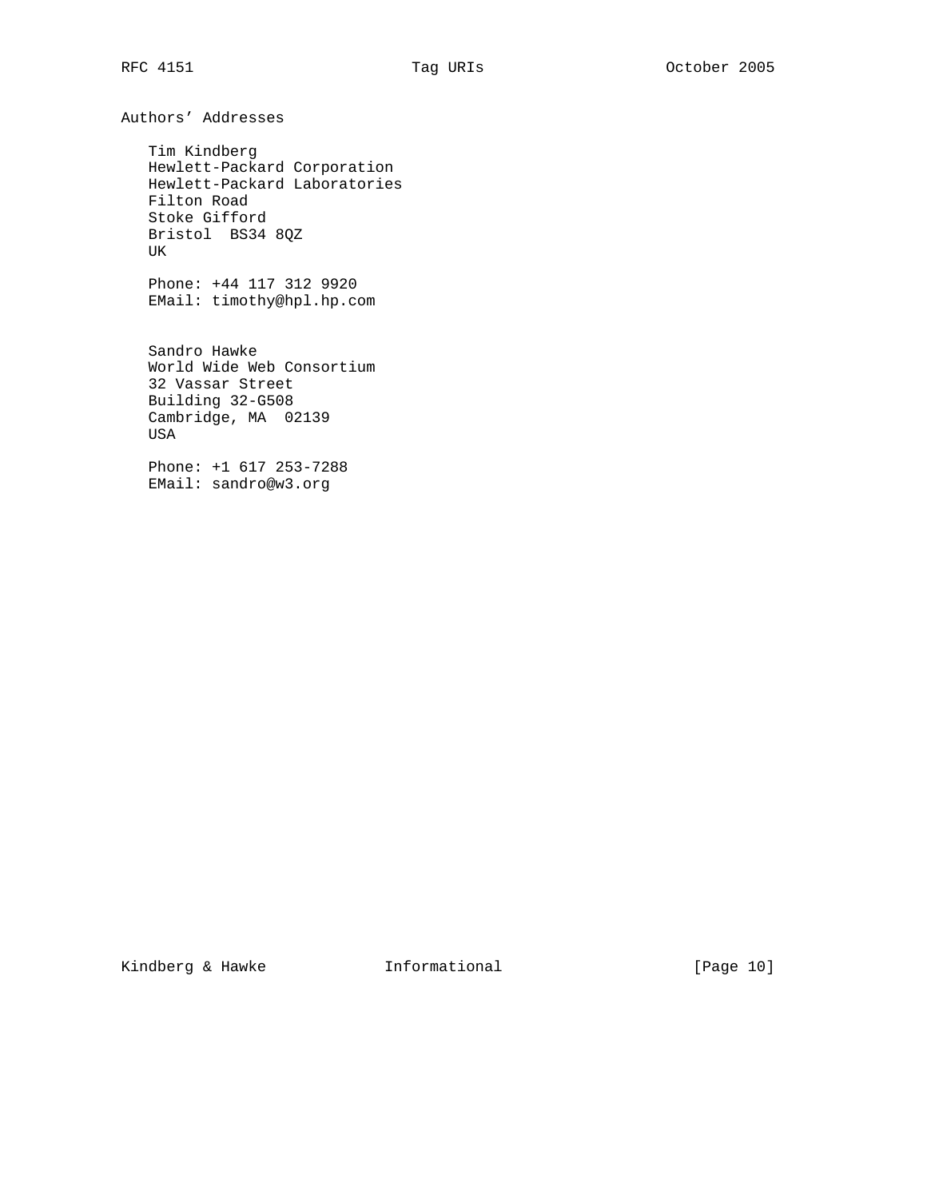## Authors' Addresses

Tim Kindberg
Hewlett-Packard Corporation
Hewlett-Packard Laboratories
Filton Road
Stoke Gifford
Bristol  BS34 8QZ
UK

Phone: +44 117 312 9920
EMail: timothy@hpl.hp.com

Sandro Hawke
World Wide Web Consortium
32 Vassar Street
Building 32-G508
Cambridge, MA  02139
USA

Phone: +1 617 253-7288
EMail: sandro@w3.org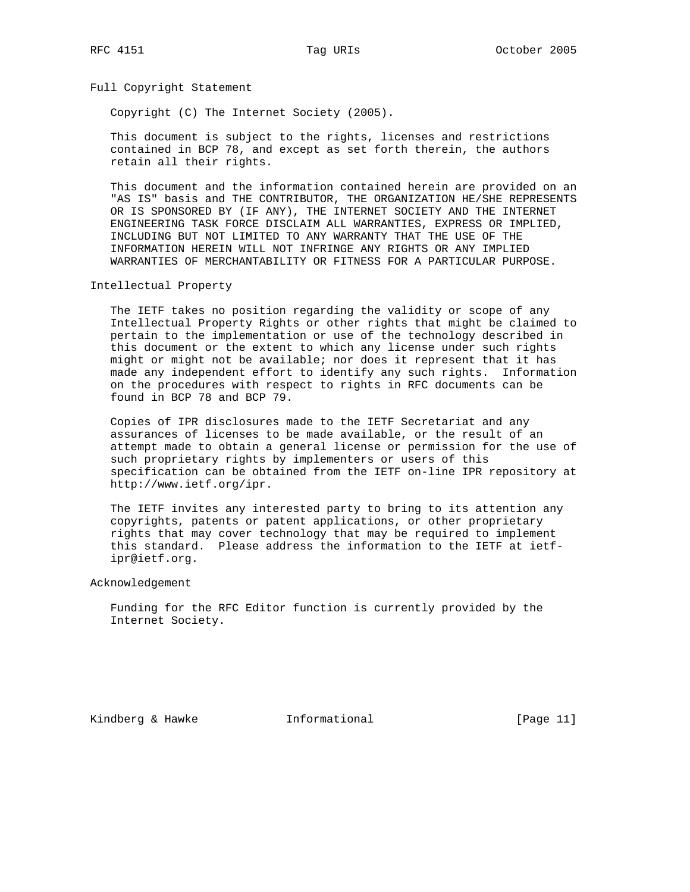## Full Copyright Statement

Copyright (C) The Internet Society (2005).

This document is subject to the rights, licenses and restrictions contained in BCP 78, and except as set forth therein, the authors retain all their rights.

This document and the information contained herein are provided on an "AS IS" basis and THE CONTRIBUTOR, THE ORGANIZATION HE/SHE REPRESENTS OR IS SPONSORED BY (IF ANY), THE INTERNET SOCIETY AND THE INTERNET ENGINEERING TASK FORCE DISCLAIM ALL WARRANTIES, EXPRESS OR IMPLIED, INCLUDING BUT NOT LIMITED TO ANY WARRANTY THAT THE USE OF THE INFORMATION HEREIN WILL NOT INFRINGE ANY RIGHTS OR ANY IMPLIED WARRANTIES OF MERCHANTABILITY OR FITNESS FOR A PARTICULAR PURPOSE.

## Intellectual Property

The IETF takes no position regarding the validity or scope of any Intellectual Property Rights or other rights that might be claimed to pertain to the implementation or use of the technology described in this document or the extent to which any license under such rights might or might not be available; nor does it represent that it has made any independent effort to identify any such rights. Information on the procedures with respect to rights in RFC documents can be found in BCP 78 and BCP 79.

Copies of IPR disclosures made to the IETF Secretariat and any assurances of licenses to be made available, or the result of an attempt made to obtain a general license or permission for the use of such proprietary rights by implementers or users of this specification can be obtained from the IETF on-line IPR repository at http://www.ietf.org/ipr.

The IETF invites any interested party to bring to its attention any copyrights, patents or patent applications, or other proprietary rights that may cover technology that may be required to implement this standard. Please address the information to the IETF at ietf-ipr@ietf.org.

## Acknowledgement

Funding for the RFC Editor function is currently provided by the Internet Society.